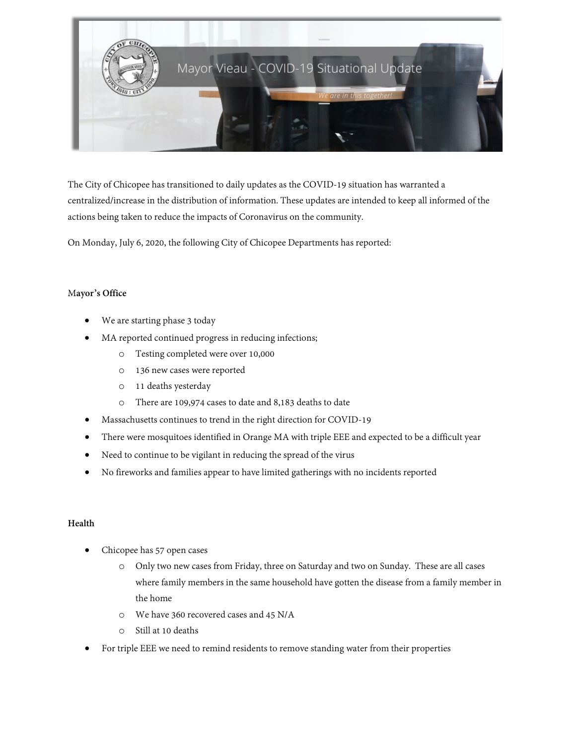# Mayor Vieau - COVID-19 Situational Update

*We are in this together!*

The City of Chicopee has transitioned to daily updates as the COVID-19 situation has warranted a centralized/increase in the distribution of information. These updates are intended to keep all informed of the actions being taken to reduce the impacts of Coronavirus on the community.

On Monday, July 6, 2020, the following City of Chicopee Departments has reported:

**Mayor's Office**

- We are starting phase 3 today
- MA reported continued progress in reducing infections;
  - Testing completed were over 10,000
  - 136 new cases were reported
  - 11 deaths yesterday
  - There are 109,974 cases to date and 8,183 deaths to date
- Massachusetts continues to trend in the right direction for COVID-19
- There were mosquitoes identified in Orange MA with triple EEE and expected to be a difficult year
- Need to continue to be vigilant in reducing the spread of the virus
- No fireworks and families appear to have limited gatherings with no incidents reported

**Health**

- Chicopee has 57 open cases
  - Only two new cases from Friday, three on Saturday and two on Sunday. These are all cases where family members in the same household have gotten the disease from a family member in the home
  - We have 360 recovered cases and 45 N/A
  - Still at 10 deaths
- For triple EEE we need to remind residents to remove standing water from their properties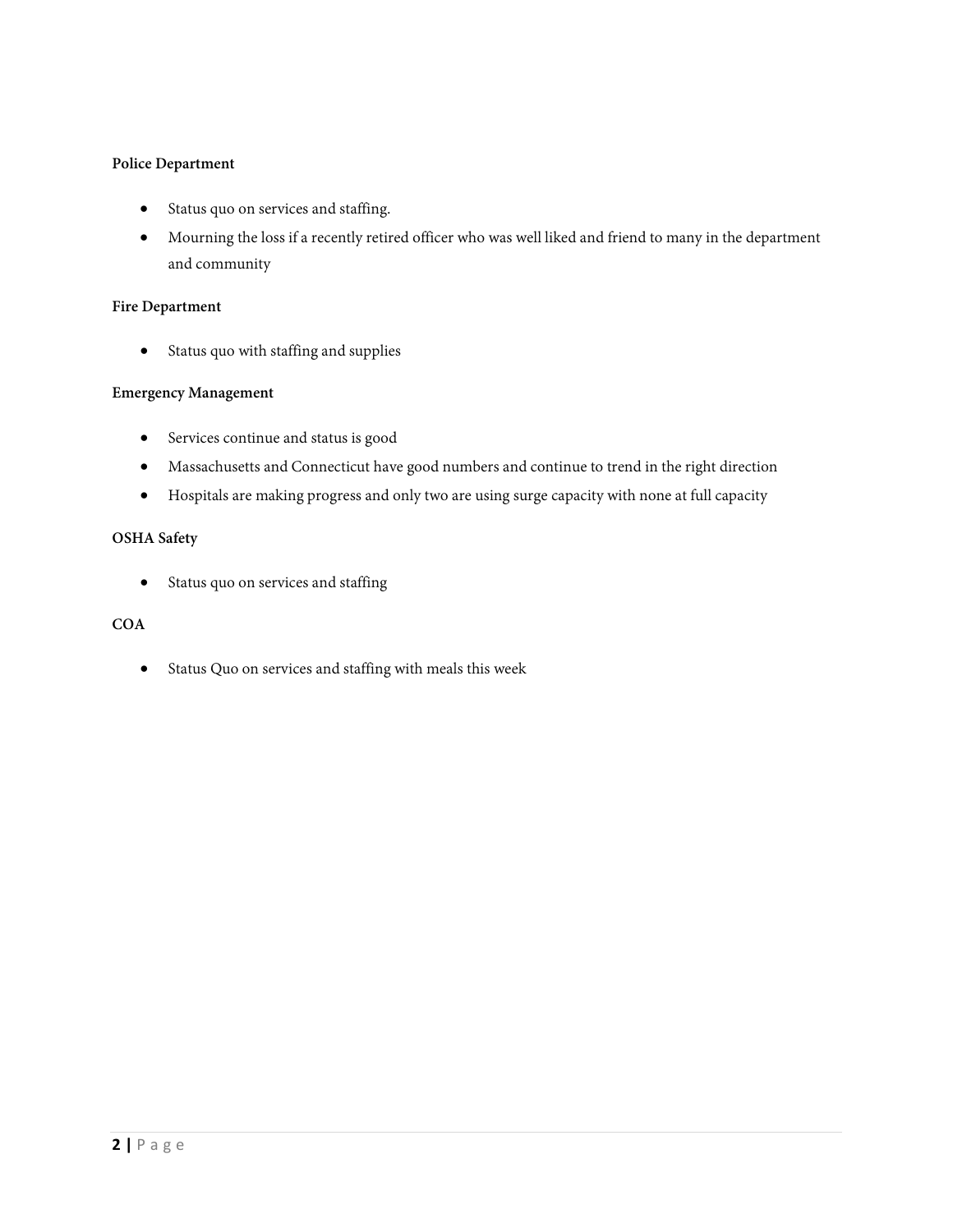**Police Department**

- Status quo on services and staffing.
- Mourning the loss if a recently retired officer who was well liked and friend to many in the department and community

**Fire Department**

- Status quo with staffing and supplies

**Emergency Management**

- Services continue and status is good
- Massachusetts and Connecticut have good numbers and continue to trend in the right direction
- Hospitals are making progress and only two are using surge capacity with none at full capacity

**OSHA Safety**

- Status quo on services and staffing

**COA**

- Status Quo on services and staffing with meals this week